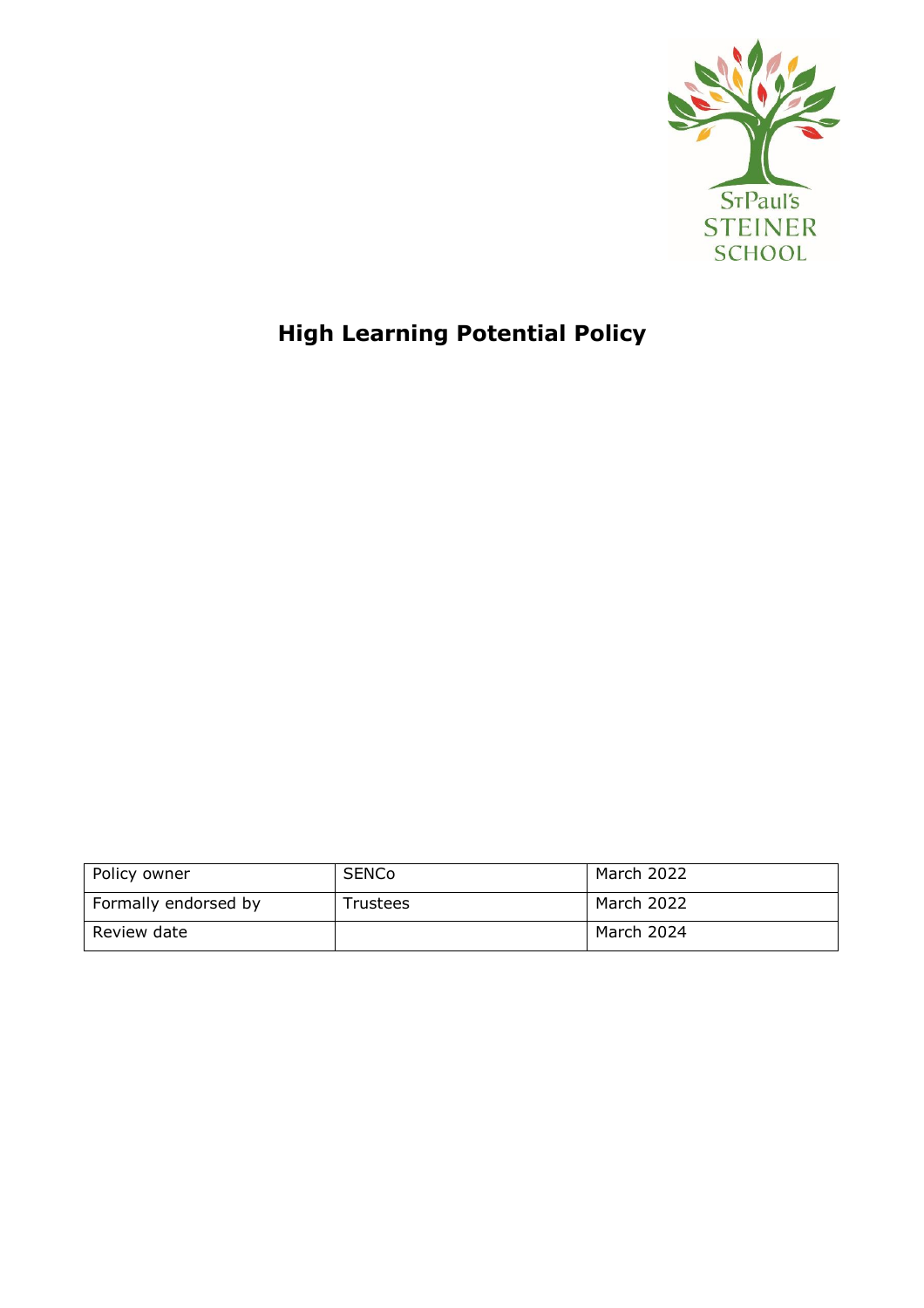# High Learning Potential Policy

| Policy owner | SENCo | March 2022 |
|---|---|---|
| Formally endorsed by | Trustees | March 2022 |
| Review date | | March 2024 |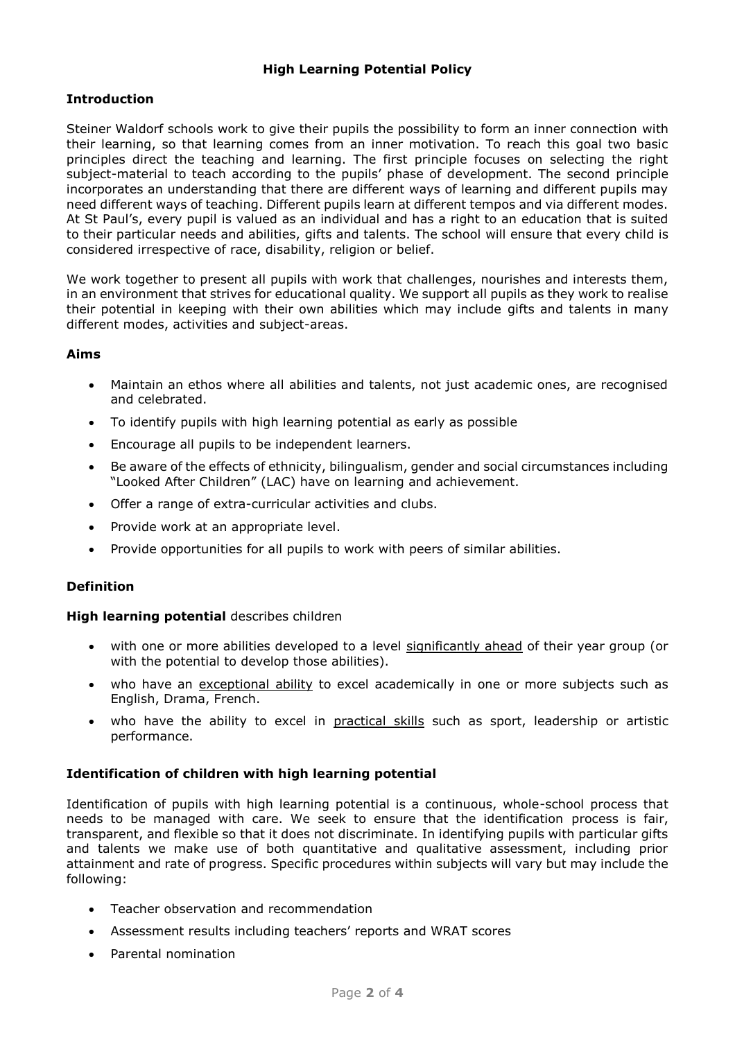# High Learning Potential Policy

## Introduction

Steiner Waldorf schools work to give their pupils the possibility to form an inner connection with their learning, so that learning comes from an inner motivation. To reach this goal two basic principles direct the teaching and learning. The first principle focuses on selecting the right subject-material to teach according to the pupils' phase of development. The second principle incorporates an understanding that there are different ways of learning and different pupils may need different ways of teaching. Different pupils learn at different tempos and via different modes. At St Paul's, every pupil is valued as an individual and has a right to an education that is suited to their particular needs and abilities, gifts and talents. The school will ensure that every child is considered irrespective of race, disability, religion or belief.

We work together to present all pupils with work that challenges, nourishes and interests them, in an environment that strives for educational quality. We support all pupils as they work to realise their potential in keeping with their own abilities which may include gifts and talents in many different modes, activities and subject-areas.

## Aims

- Maintain an ethos where all abilities and talents, not just academic ones, are recognised and celebrated.
- To identify pupils with high learning potential as early as possible
- Encourage all pupils to be independent learners.
- Be aware of the effects of ethnicity, bilingualism, gender and social circumstances including "Looked After Children" (LAC) have on learning and achievement.
- Offer a range of extra-curricular activities and clubs.
- Provide work at an appropriate level.
- Provide opportunities for all pupils to work with peers of similar abilities.

## Definition

**High learning potential** describes children

- with one or more abilities developed to a level significantly ahead of their year group (or with the potential to develop those abilities).
- who have an exceptional ability to excel academically in one or more subjects such as English, Drama, French.
- who have the ability to excel in practical skills such as sport, leadership or artistic performance.

## Identification of children with high learning potential

Identification of pupils with high learning potential is a continuous, whole-school process that needs to be managed with care. We seek to ensure that the identification process is fair, transparent, and flexible so that it does not discriminate. In identifying pupils with particular gifts and talents we make use of both quantitative and qualitative assessment, including prior attainment and rate of progress. Specific procedures within subjects will vary but may include the following:

- Teacher observation and recommendation
- Assessment results including teachers' reports and WRAT scores
- Parental nomination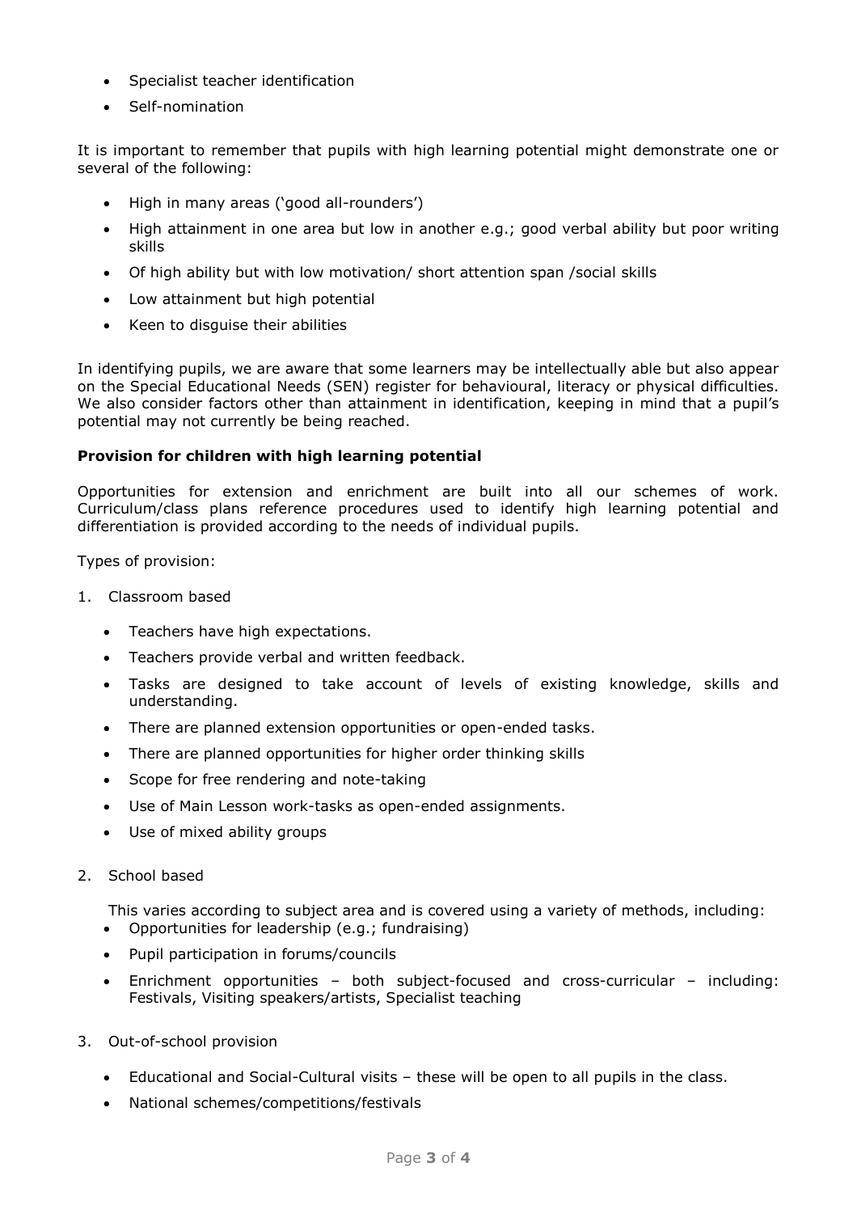- Specialist teacher identification
- Self-nomination

It is important to remember that pupils with high learning potential might demonstrate one or several of the following:

- High in many areas ('good all-rounders')
- High attainment in one area but low in another e.g.; good verbal ability but poor writing skills
- Of high ability but with low motivation/ short attention span /social skills
- Low attainment but high potential
- Keen to disguise their abilities

In identifying pupils, we are aware that some learners may be intellectually able but also appear on the Special Educational Needs (SEN) register for behavioural, literacy or physical difficulties. We also consider factors other than attainment in identification, keeping in mind that a pupil's potential may not currently be being reached.

**Provision for children with high learning potential**

Opportunities for extension and enrichment are built into all our schemes of work. Curriculum/class plans reference procedures used to identify high learning potential and differentiation is provided according to the needs of individual pupils.

Types of provision:

1. Classroom based
   - Teachers have high expectations.
   - Teachers provide verbal and written feedback.
   - Tasks are designed to take account of levels of existing knowledge, skills and understanding.
   - There are planned extension opportunities or open-ended tasks.
   - There are planned opportunities for higher order thinking skills
   - Scope for free rendering and note-taking
   - Use of Main Lesson work-tasks as open-ended assignments.
   - Use of mixed ability groups

2. School based

   This varies according to subject area and is covered using a variety of methods, including:
   - Opportunities for leadership (e.g.; fundraising)
   - Pupil participation in forums/councils
   - Enrichment opportunities – both subject-focused and cross-curricular – including: Festivals, Visiting speakers/artists, Specialist teaching

3. Out-of-school provision
   - Educational and Social-Cultural visits – these will be open to all pupils in the class.
   - National schemes/competitions/festivals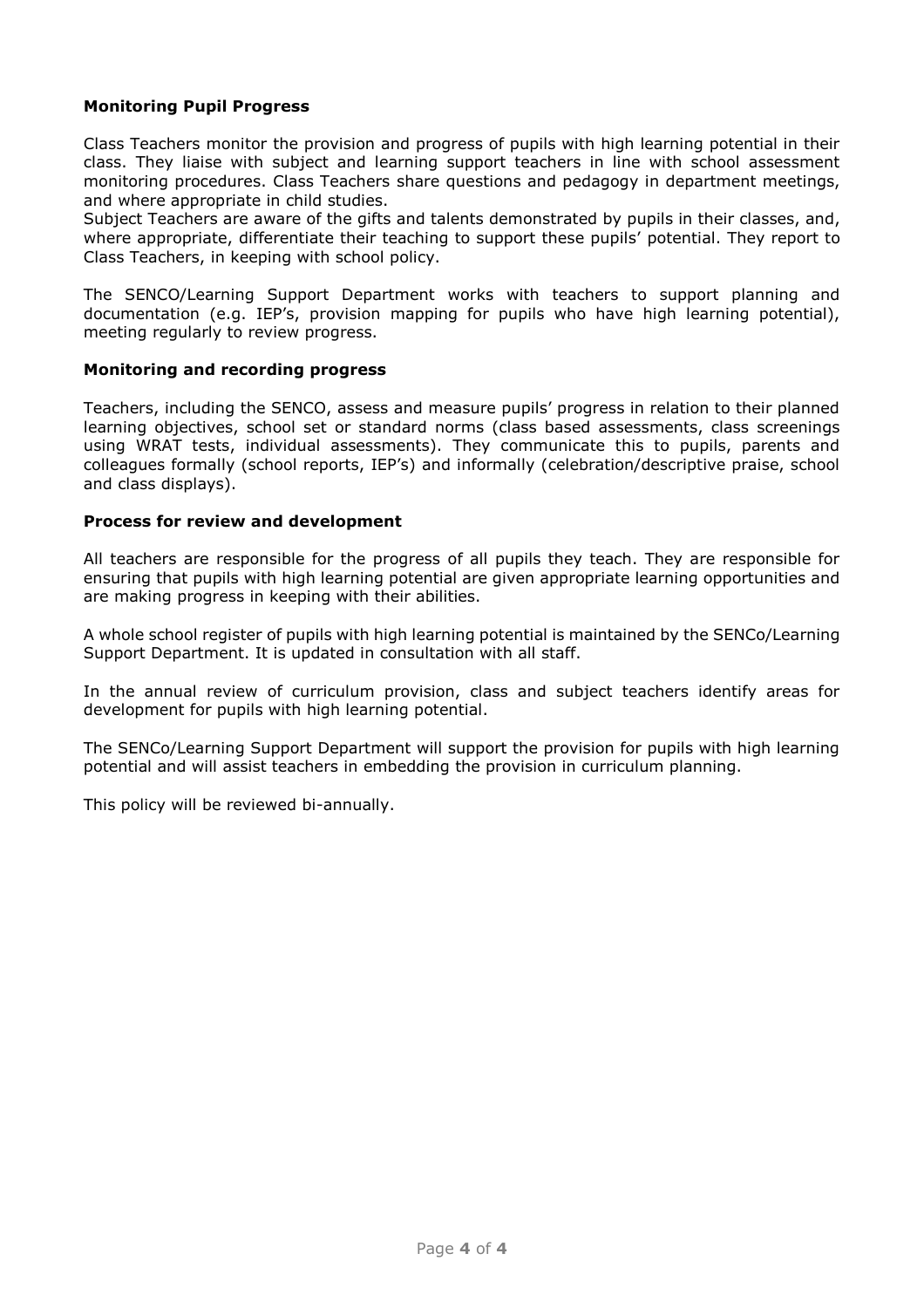**Monitoring Pupil Progress**

Class Teachers monitor the provision and progress of pupils with high learning potential in their class. They liaise with subject and learning support teachers in line with school assessment monitoring procedures. Class Teachers share questions and pedagogy in department meetings, and where appropriate in child studies.
Subject Teachers are aware of the gifts and talents demonstrated by pupils in their classes, and, where appropriate, differentiate their teaching to support these pupils' potential. They report to Class Teachers, in keeping with school policy.

The SENCO/Learning Support Department works with teachers to support planning and documentation (e.g. IEP's, provision mapping for pupils who have high learning potential), meeting regularly to review progress.

**Monitoring and recording progress**

Teachers, including the SENCO, assess and measure pupils' progress in relation to their planned learning objectives, school set or standard norms (class based assessments, class screenings using WRAT tests, individual assessments). They communicate this to pupils, parents and colleagues formally (school reports, IEP's) and informally (celebration/descriptive praise, school and class displays).

**Process for review and development**

All teachers are responsible for the progress of all pupils they teach. They are responsible for ensuring that pupils with high learning potential are given appropriate learning opportunities and are making progress in keeping with their abilities.

A whole school register of pupils with high learning potential is maintained by the SENCo/Learning Support Department. It is updated in consultation with all staff.

In the annual review of curriculum provision, class and subject teachers identify areas for development for pupils with high learning potential.

The SENCo/Learning Support Department will support the provision for pupils with high learning potential and will assist teachers in embedding the provision in curriculum planning.

This policy will be reviewed bi-annually.